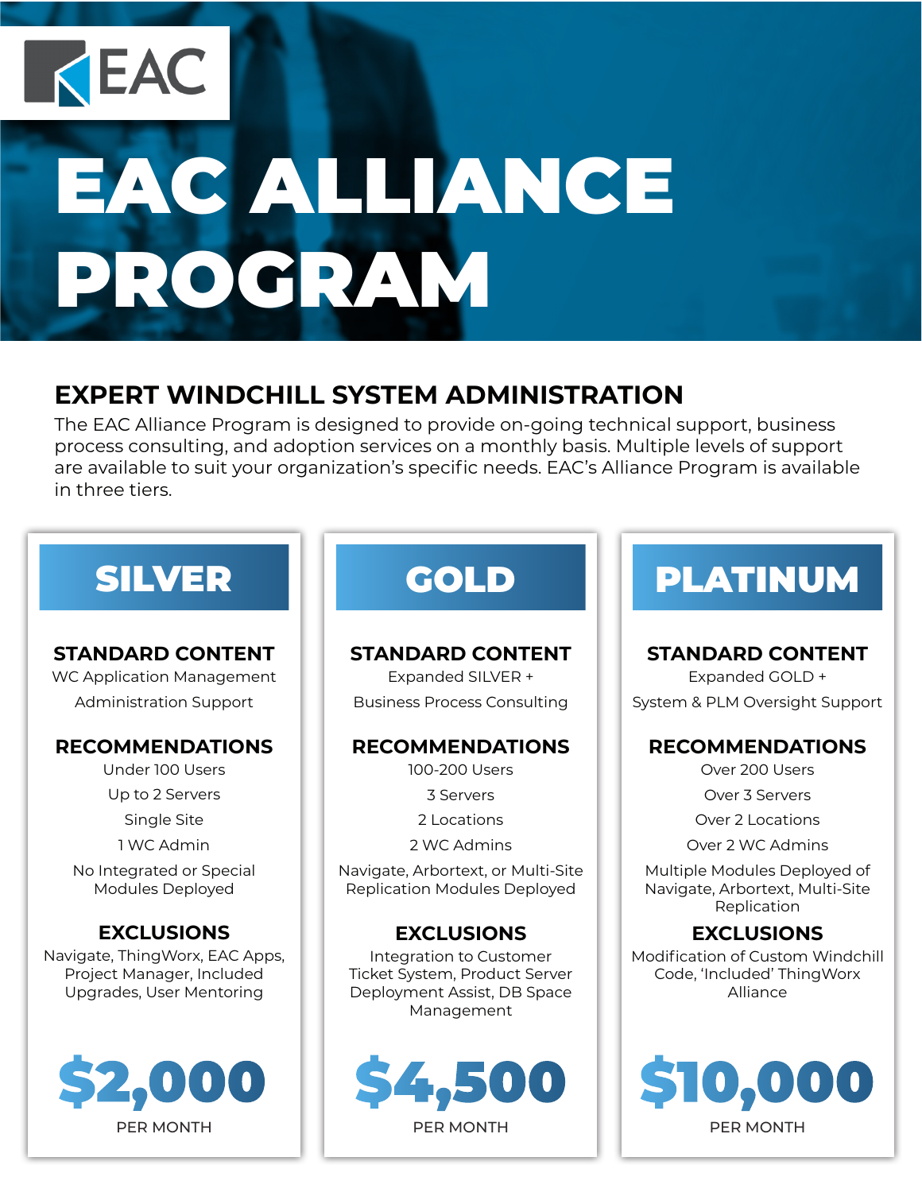EAC

# EAC ALLIANCE PROGRAM

## EXPERT WINDCHILL SYSTEM ADMINISTRATION

The EAC Alliance Program is designed to provide on-going technical support, business process consulting, and adoption services on a monthly basis. Multiple levels of support are available to suit your organization's specific needs. EAC's Alliance Program is available in three tiers.

### SILVER

**STANDARD CONTENT**

WC Application Management

Administration Support

**RECOMMENDATIONS**

Under 100 Users

Up to 2 Servers

Single Site

1 WC Admin

No Integrated or Special Modules Deployed

**EXCLUSIONS**

Navigate, ThingWorx, EAC Apps, Project Manager, Included Upgrades, User Mentoring

**$2,000**

PER MONTH

### GOLD

**STANDARD CONTENT**

Expanded SILVER +

Business Process Consulting

**RECOMMENDATIONS**

100-200 Users

3 Servers

2 Locations

2 WC Admins

Navigate, Arbortext, or Multi-Site Replication Modules Deployed

**EXCLUSIONS**

Integration to Customer Ticket System, Product Server Deployment Assist, DB Space Management

**$4,500**

PER MONTH

### PLATINUM

**STANDARD CONTENT**

Expanded GOLD +

System & PLM Oversight Support

**RECOMMENDATIONS**

Over 200 Users

Over 3 Servers

Over 2 Locations

Over 2 WC Admins

Multiple Modules Deployed of Navigate, Arbortext, Multi-Site Replication

**EXCLUSIONS**

Modification of Custom Windchill Code, 'Included' ThingWorx Alliance

**$10,000**

PER MONTH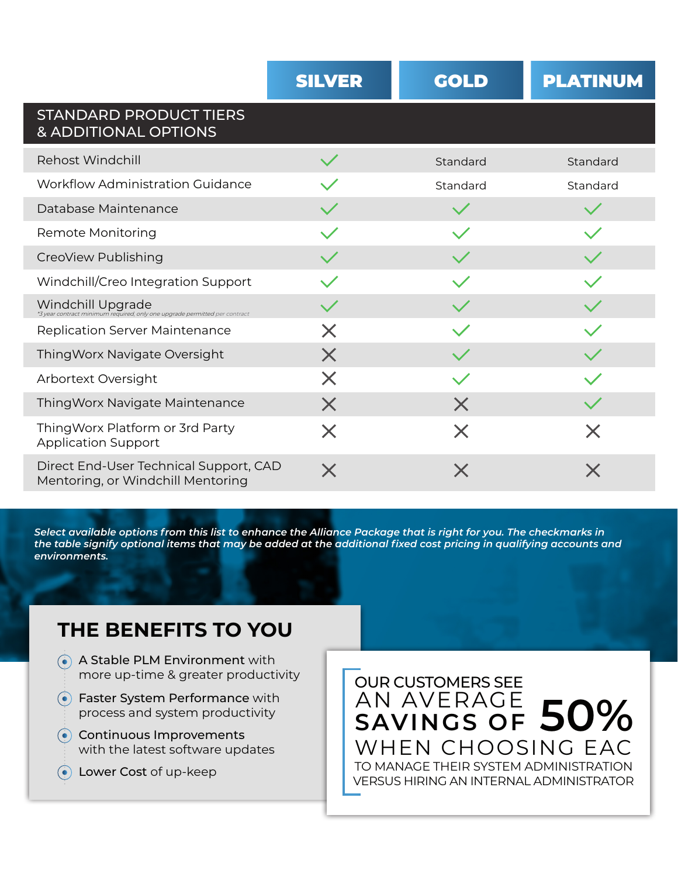| STANDARD PRODUCT TIERS & ADDITIONAL OPTIONS | SILVER | GOLD | PLATINUM |
|---|---|---|---|
| Rehost Windchill | ✓ | Standard | Standard |
| Workflow Administration Guidance | ✓ | Standard | Standard |
| Database Maintenance | ✓ | ✓ | ✓ |
| Remote Monitoring | ✓ | ✓ | ✓ |
| CreoView Publishing | ✓ | ✓ | ✓ |
| Windchill/Creo Integration Support | ✓ | ✓ | ✓ |
| Windchill Upgrade *3 year contract minimum required, only one upgrade permitted per contract | ✓ | ✓ | ✓ |
| Replication Server Maintenance | ✗ | ✓ | ✓ |
| ThingWorx Navigate Oversight | ✗ | ✓ | ✓ |
| Arbortext Oversight | ✗ | ✓ | ✓ |
| ThingWorx Navigate Maintenance | ✗ | ✗ | ✓ |
| ThingWorx Platform or 3rd Party Application Support | ✗ | ✗ | ✗ |
| Direct End-User Technical Support, CAD Mentoring, or Windchill Mentoring | ✗ | ✗ | ✗ |

*Select available options from this list to enhance the Alliance Package that is right for you. The checkmarks in the table signify optional items that may be added at the additional fixed cost pricing in qualifying accounts and environments.*

## THE BENEFITS TO YOU

- **A Stable PLM Environment** with more up-time & greater productivity
- **Faster System Performance** with process and system productivity
- **Continuous Improvements** with the latest software updates
- **Lower Cost** of up-keep

OUR CUSTOMERS SEE AN AVERAGE **SAVINGS OF 50%** WHEN CHOOSING EAC TO MANAGE THEIR SYSTEM ADMINISTRATION VERSUS HIRING AN INTERNAL ADMINISTRATOR